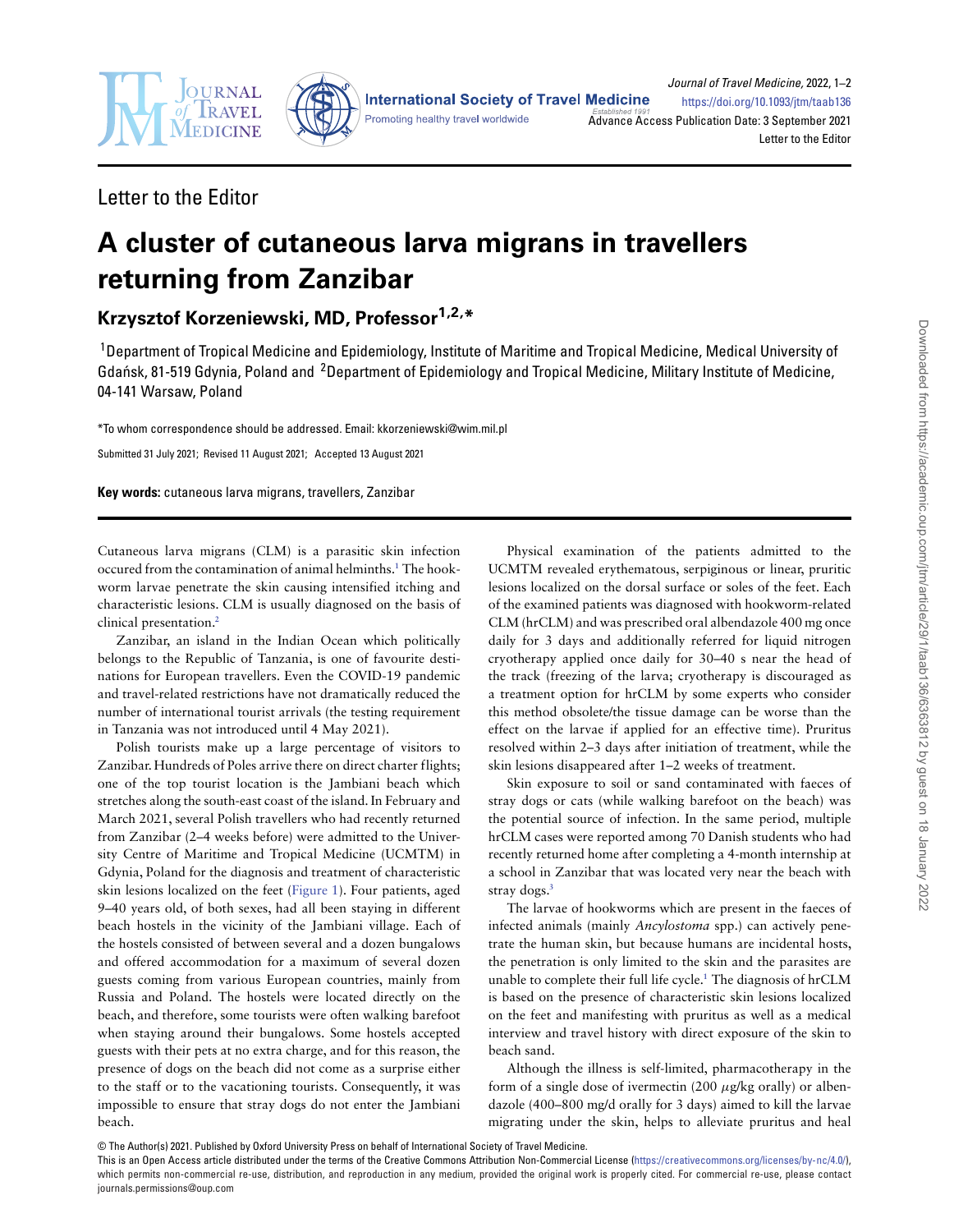Letter to the Editor

# A cluster of cutaneous larva migrans in travellers returning from Zanzibar

**Krzysztof Korzeniewski, MD, Professor[1,2,*]**

[1]Department of Tropical Medicine and Epidemiology, Institute of Maritime and Tropical Medicine, Medical University of Gdańsk, 81-519 Gdynia, Poland and [2]Department of Epidemiology and Tropical Medicine, Military Institute of Medicine, 04-141 Warsaw, Poland

*To whom correspondence should be addressed. Email: kkorzeniewski@wim.mil.pl

Submitted 31 July 2021; Revised 11 August 2021; Accepted 13 August 2021

**Key words:** cutaneous larva migrans, travellers, Zanzibar

Cutaneous larva migrans (CLM) is a parasitic skin infection occured from the contamination of animal helminths.[1] The hookworm larvae penetrate the skin causing intensified itching and characteristic lesions. CLM is usually diagnosed on the basis of clinical presentation.[2]

Zanzibar, an island in the Indian Ocean which politically belongs to the Republic of Tanzania, is one of favourite destinations for European travellers. Even the COVID-19 pandemic and travel-related restrictions have not dramatically reduced the number of international tourist arrivals (the testing requirement in Tanzania was not introduced until 4 May 2021).

Polish tourists make up a large percentage of visitors to Zanzibar. Hundreds of Poles arrive there on direct charter flights; one of the top tourist location is the Jambiani beach which stretches along the south-east coast of the island. In February and March 2021, several Polish travellers who had recently returned from Zanzibar (2–4 weeks before) were admitted to the University Centre of Maritime and Tropical Medicine (UCMTM) in Gdynia, Poland for the diagnosis and treatment of characteristic skin lesions localized on the feet (Figure 1). Four patients, aged 9–40 years old, of both sexes, had all been staying in different beach hostels in the vicinity of the Jambiani village. Each of the hostels consisted of between several and a dozen bungalows and offered accommodation for a maximum of several dozen guests coming from various European countries, mainly from Russia and Poland. The hostels were located directly on the beach, and therefore, some tourists were often walking barefoot when staying around their bungalows. Some hostels accepted guests with their pets at no extra charge, and for this reason, the presence of dogs on the beach did not come as a surprise either to the staff or to the vacationing tourists. Consequently, it was impossible to ensure that stray dogs do not enter the Jambiani beach.

Physical examination of the patients admitted to the UCMTM revealed erythematous, serpiginous or linear, pruritic lesions localized on the dorsal surface or soles of the feet. Each of the examined patients was diagnosed with hookworm-related CLM (hrCLM) and was prescribed oral albendazole 400 mg once daily for 3 days and additionally referred for liquid nitrogen cryotherapy applied once daily for 30–40 s near the head of the track (freezing of the larva; cryotherapy is discouraged as a treatment option for hrCLM by some experts who consider this method obsolete/the tissue damage can be worse than the effect on the larvae if applied for an effective time). Pruritus resolved within 2–3 days after initiation of treatment, while the skin lesions disappeared after 1–2 weeks of treatment.

Skin exposure to soil or sand contaminated with faeces of stray dogs or cats (while walking barefoot on the beach) was the potential source of infection. In the same period, multiple hrCLM cases were reported among 70 Danish students who had recently returned home after completing a 4-month internship at a school in Zanzibar that was located very near the beach with stray dogs.[3]

The larvae of hookworms which are present in the faeces of infected animals (mainly *Ancylostoma* spp.) can actively penetrate the human skin, but because humans are incidental hosts, the penetration is only limited to the skin and the parasites are unable to complete their full life cycle.[1] The diagnosis of hrCLM is based on the presence of characteristic skin lesions localized on the feet and manifesting with pruritus as well as a medical interview and travel history with direct exposure of the skin to beach sand.

Although the illness is self-limited, pharmacotherapy in the form of a single dose of ivermectin (200 $\mu$g/kg orally) or albendazole (400–800 mg/d orally for 3 days) aimed to kill the larvae migrating under the skin, helps to alleviate pruritus and heal

© The Author(s) 2021. Published by Oxford University Press on behalf of International Society of Travel Medicine.
This is an Open Access article distributed under the terms of the Creative Commons Attribution Non-Commercial License (https://creativecommons.org/licenses/by-nc/4.0/), which permits non-commercial re-use, distribution, and reproduction in any medium, provided the original work is properly cited. For commercial re-use, please contact journals.permissions@oup.com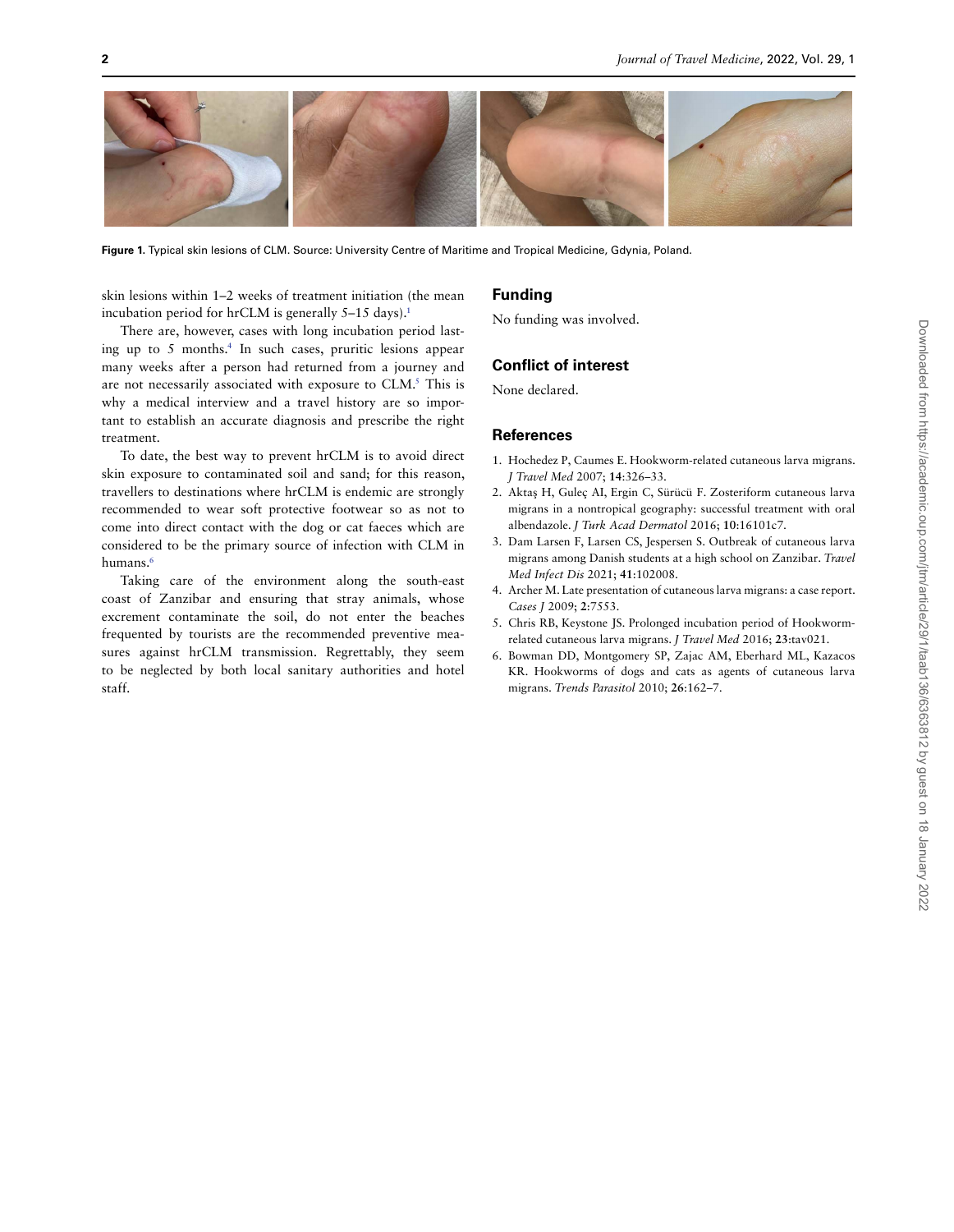Figure 1. Typical skin lesions of CLM. Source: University Centre of Maritime and Tropical Medicine, Gdynia, Poland.

skin lesions within 1–2 weeks of treatment initiation (the mean incubation period for hrCLM is generally 5–15 days).[1]

There are, however, cases with long incubation period lasting up to 5 months.[4] In such cases, pruritic lesions appear many weeks after a person had returned from a journey and are not necessarily associated with exposure to CLM.[5] This is why a medical interview and a travel history are so important to establish an accurate diagnosis and prescribe the right treatment.

To date, the best way to prevent hrCLM is to avoid direct skin exposure to contaminated soil and sand; for this reason, travellers to destinations where hrCLM is endemic are strongly recommended to wear soft protective footwear so as not to come into direct contact with the dog or cat faeces which are considered to be the primary source of infection with CLM in humans.[6]

Taking care of the environment along the south-east coast of Zanzibar and ensuring that stray animals, whose excrement contaminate the soil, do not enter the beaches frequented by tourists are the recommended preventive measures against hrCLM transmission. Regrettably, they seem to be neglected by both local sanitary authorities and hotel staff.

## Funding

No funding was involved.

## Conflict of interest

None declared.

## References

1. Hochedez P, Caumes E. Hookworm-related cutaneous larva migrans. *J Travel Med* 2007; **14**:326–33.
2. Aktaş H, Guleç AI, Ergin C, Sürücü F. Zosteriform cutaneous larva migrans in a nontropical geography: successful treatment with oral albendazole. *J Turk Acad Dermatol* 2016; **10**:16101c7.
3. Dam Larsen F, Larsen CS, Jespersen S. Outbreak of cutaneous larva migrans among Danish students at a high school on Zanzibar. *Travel Med Infect Dis* 2021; **41**:102008.
4. Archer M. Late presentation of cutaneous larva migrans: a case report. *Cases J* 2009; **2**:7553.
5. Chris RB, Keystone JS. Prolonged incubation period of Hookworm-related cutaneous larva migrans. *J Travel Med* 2016; **23**:tav021.
6. Bowman DD, Montgomery SP, Zajac AM, Eberhard ML, Kazacos KR. Hookworms of dogs and cats as agents of cutaneous larva migrans. *Trends Parasitol* 2010; **26**:162–7.